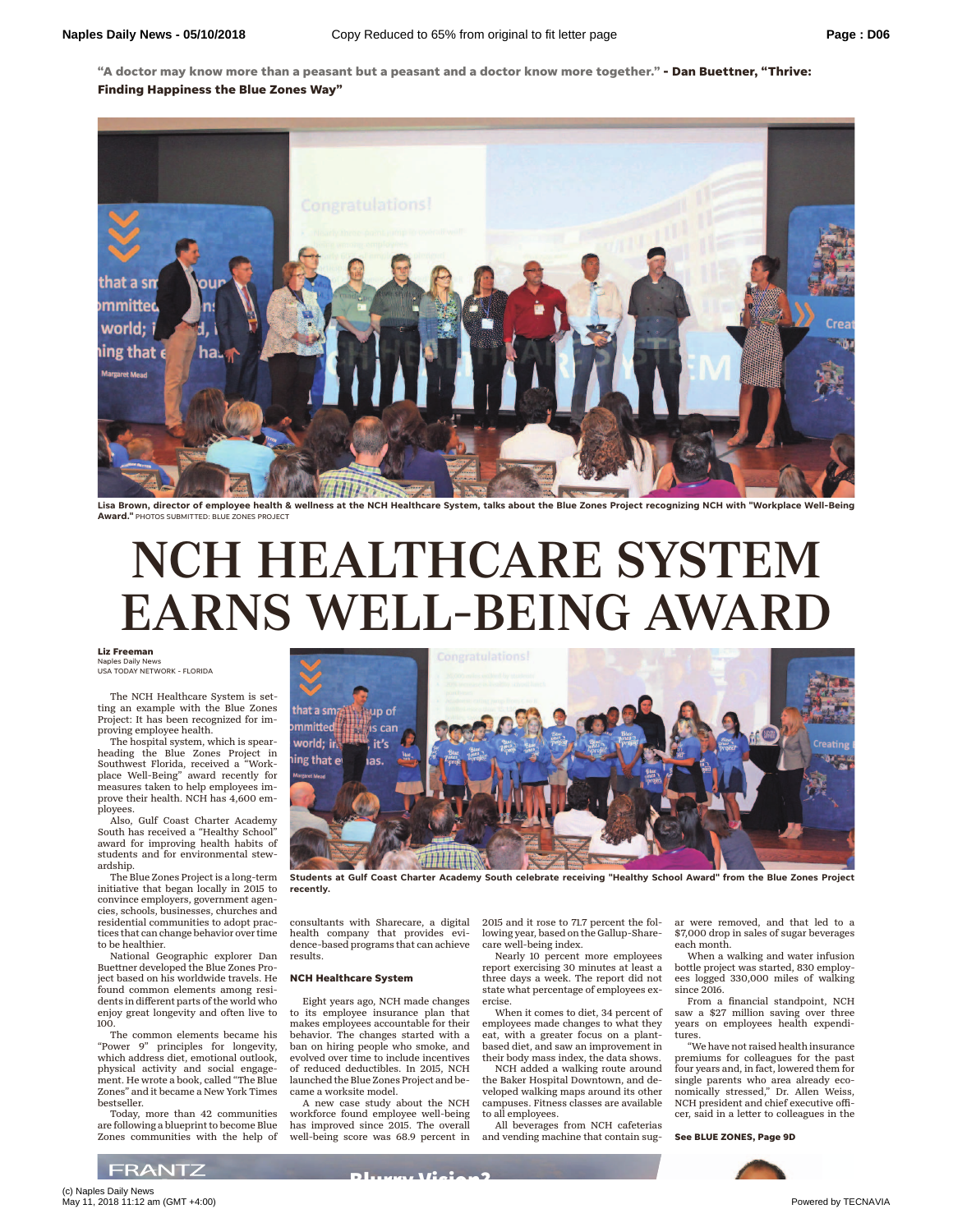"A doctor may know more than a peasant but a peasant and a doctor know more together." **- Dan Buettner, "Thrive: Finding Happiness the Blue Zones Way"**

**Lisa Brown, director of employee health & wellness at the NCH Healthcare System, talks about the Blue Zones Project recognizing NCH with "Workplace Well-Being Award."** PHOTOS SUBMITTED: BLUE ZONES PROJECT

# NCH HEALTHCARE SYSTEM EARNS WELL-BEING AWARD

**Liz Freeman**
Naples Daily News
USA TODAY NETWORK - FLORIDA

The NCH Healthcare System is setting an example with the Blue Zones Project: It has been recognized for improving employee health.

The hospital system, which is spearheading the Blue Zones Project in Southwest Florida, received a "Workplace Well-Being" award recently for measures taken to help employees improve their health. NCH has 4,600 employees.

Also, Gulf Coast Charter Academy South has received a "Healthy School" award for improving health habits of students and for environmental stewardship.

The Blue Zones Project is a long-term initiative that began locally in 2015 to convince employers, government agencies, schools, businesses, churches and residential communities to adopt practices that can change behavior over time to be healthier.

National Geographic explorer Dan Buettner developed the Blue Zones Project based on his worldwide travels. He found common elements among residents in different parts of the world who enjoy great longevity and often live to 100.

The common elements became his "Power 9" principles for longevity, which address diet, emotional outlook, physical activity and social engagement. He wrote a book, called "The Blue Zones" and it became a New York Times bestseller.

Today, more than 42 communities are following a blueprint to become Blue Zones communities with the help of consultants with Sharecare, a digital health company that provides evidence-based programs that can achieve results.

**Students at Gulf Coast Charter Academy South celebrate receiving "Healthy School Award" from the Blue Zones Project recently.**

### NCH Healthcare System

Eight years ago, NCH made changes to its employee insurance plan that makes employees accountable for their behavior. The changes started with a ban on hiring people who smoke, and evolved over time to include incentives of reduced deductibles. In 2015, NCH launched the Blue Zones Project and became a worksite model.

A new case study about the NCH workforce found employee well-being has improved since 2015. The overall well-being score was 68.9 percent in 2015 and it rose to 71.7 percent the following year, based on the Gallup-Sharecare well-being index.

Nearly 10 percent more employees report exercising 30 minutes at least a three days a week. The report did not state what percentage of employees exercise.

When it comes to diet, 34 percent of employees made changes to what they eat, with a greater focus on a plant-based diet, and saw an improvement in their body mass index, the data shows.

NCH added a walking route around the Baker Hospital Downtown, and developed walking maps around its other campuses. Fitness classes are available to all employees.

All beverages from NCH cafeterias and vending machine that contain sugar were removed, and that led to a $7,000 drop in sales of sugar beverages each month.

When a walking and water infusion bottle project was started, 830 employees logged 330,000 miles of walking since 2016.

From a financial standpoint, NCH saw a $27 million saving over three years on employees health expenditures.

"We have not raised health insurance premiums for colleagues for the past four years and, in fact, lowered them for single parents who area already economically stressed," Dr. Allen Weiss, NCH president and chief executive officer, said in a letter to colleagues in the

**See BLUE ZONES, Page 9D**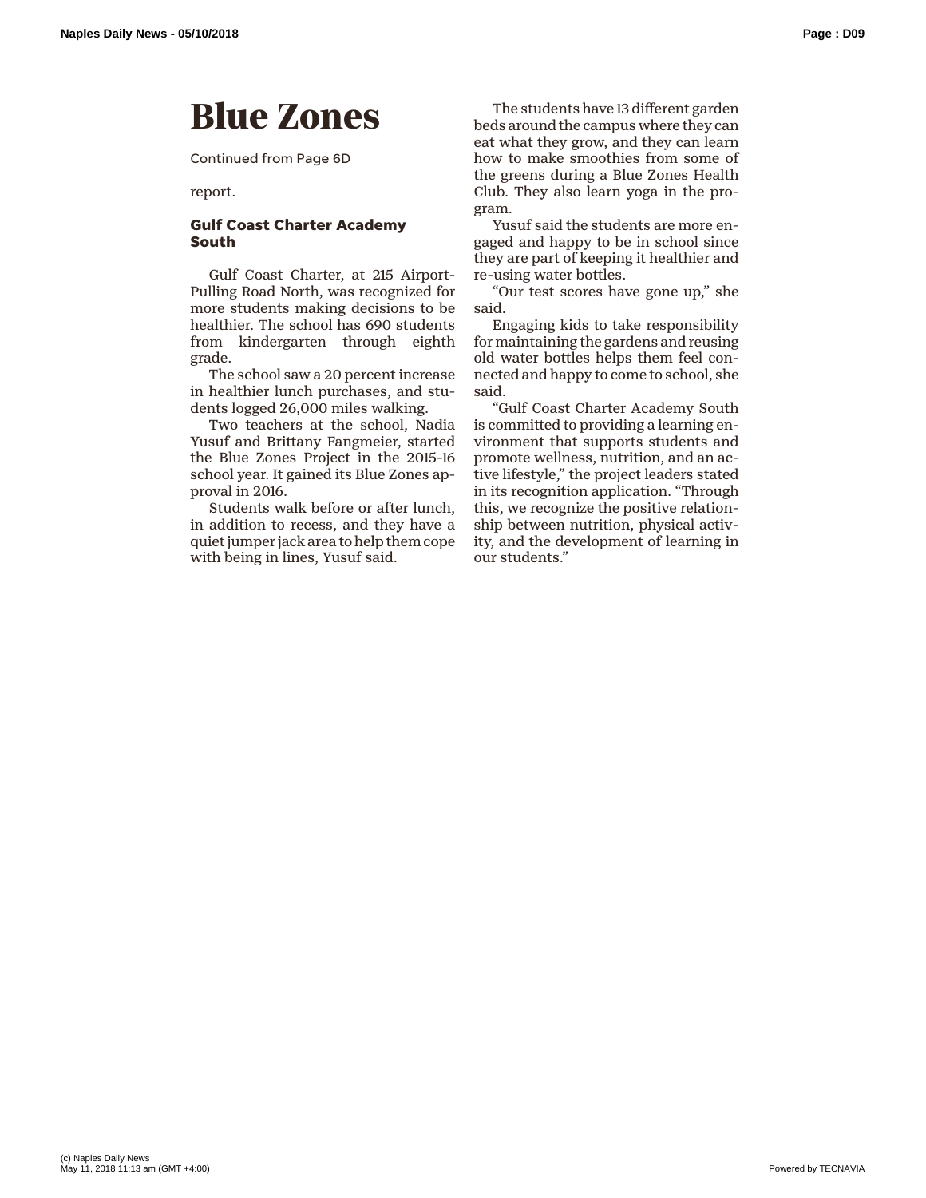# Blue Zones

Continued from Page 6D

report.

### Gulf Coast Charter Academy South

Gulf Coast Charter, at 215 Airport-Pulling Road North, was recognized for more students making decisions to be healthier. The school has 690 students from kindergarten through eighth grade.

The school saw a 20 percent increase in healthier lunch purchases, and students logged 26,000 miles walking.

Two teachers at the school, Nadia Yusuf and Brittany Fangmeier, started the Blue Zones Project in the 2015-16 school year. It gained its Blue Zones approval in 2016.

Students walk before or after lunch, in addition to recess, and they have a quiet jumper jack area to help them cope with being in lines, Yusuf said.

The students have 13 different garden beds around the campus where they can eat what they grow, and they can learn how to make smoothies from some of the greens during a Blue Zones Health Club. They also learn yoga in the program.

Yusuf said the students are more engaged and happy to be in school since they are part of keeping it healthier and re-using water bottles.

"Our test scores have gone up," she said.

Engaging kids to take responsibility for maintaining the gardens and reusing old water bottles helps them feel connected and happy to come to school, she said.

"Gulf Coast Charter Academy South is committed to providing a learning environment that supports students and promote wellness, nutrition, and an active lifestyle," the project leaders stated in its recognition application. "Through this, we recognize the positive relationship between nutrition, physical activity, and the development of learning in our students."